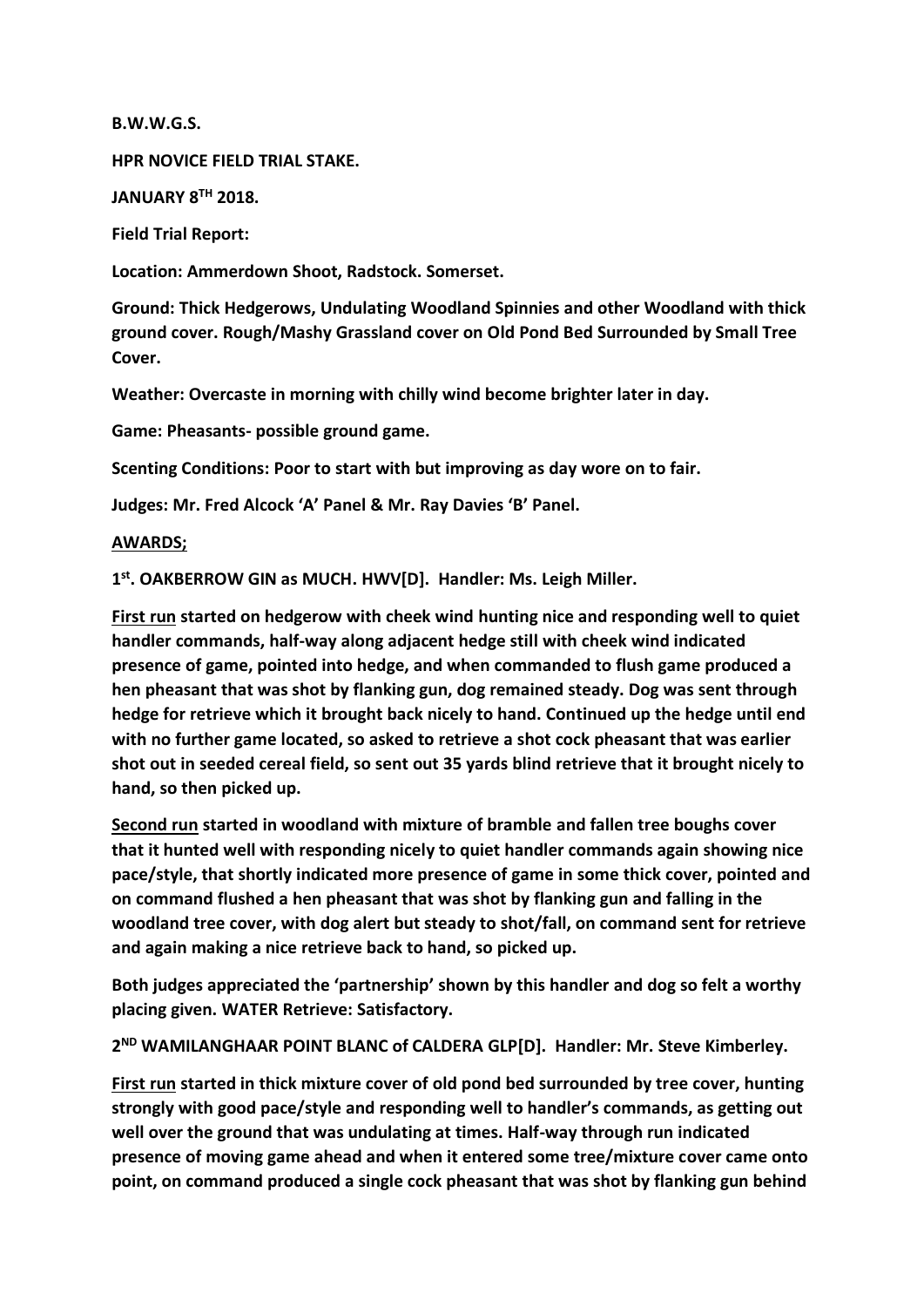**B.W.W.G.S.**

**HPR NOVICE FIELD TRIAL STAKE.**

**JANUARY 8TH 2018.**

**Field Trial Report:**

**Location: Ammerdown Shoot, Radstock. Somerset.**

**Ground: Thick Hedgerows, Undulating Woodland Spinnies and other Woodland with thick ground cover. Rough/Mashy Grassland cover on Old Pond Bed Surrounded by Small Tree Cover.**

**Weather: Overcaste in morning with chilly wind become brighter later in day.**

**Game: Pheasants- possible ground game.**

**Scenting Conditions: Poor to start with but improving as day wore on to fair.**

**Judges: Mr. Fred Alcock 'A' Panel & Mr. Ray Davies 'B' Panel.**

**AWARDS;**

**1st. OAKBERROW GIN as MUCH. HWV[D]. Handler: Ms. Leigh Miller.**

**First run started on hedgerow with cheek wind hunting nice and responding well to quiet handler commands, half-way along adjacent hedge still with cheek wind indicated presence of game, pointed into hedge, and when commanded to flush game produced a hen pheasant that was shot by flanking gun, dog remained steady. Dog was sent through hedge for retrieve which it brought back nicely to hand. Continued up the hedge until end with no further game located, so asked to retrieve a shot cock pheasant that was earlier shot out in seeded cereal field, so sent out 35 yards blind retrieve that it brought nicely to hand, so then picked up.**

**Second run started in woodland with mixture of bramble and fallen tree boughs cover that it hunted well with responding nicely to quiet handler commands again showing nice pace/style, that shortly indicated more presence of game in some thick cover, pointed and on command flushed a hen pheasant that was shot by flanking gun and falling in the woodland tree cover, with dog alert but steady to shot/fall, on command sent for retrieve and again making a nice retrieve back to hand, so picked up.**

**Both judges appreciated the 'partnership' shown by this handler and dog so felt a worthy placing given. WATER Retrieve: Satisfactory.**

**2ND WAMILANGHAAR POINT BLANC of CALDERA GLP[D]. Handler: Mr. Steve Kimberley.**

**First run started in thick mixture cover of old pond bed surrounded by tree cover, hunting strongly with good pace/style and responding well to handler's commands, as getting out well over the ground that was undulating at times. Half-way through run indicated presence of moving game ahead and when it entered some tree/mixture cover came onto point, on command produced a single cock pheasant that was shot by flanking gun behind**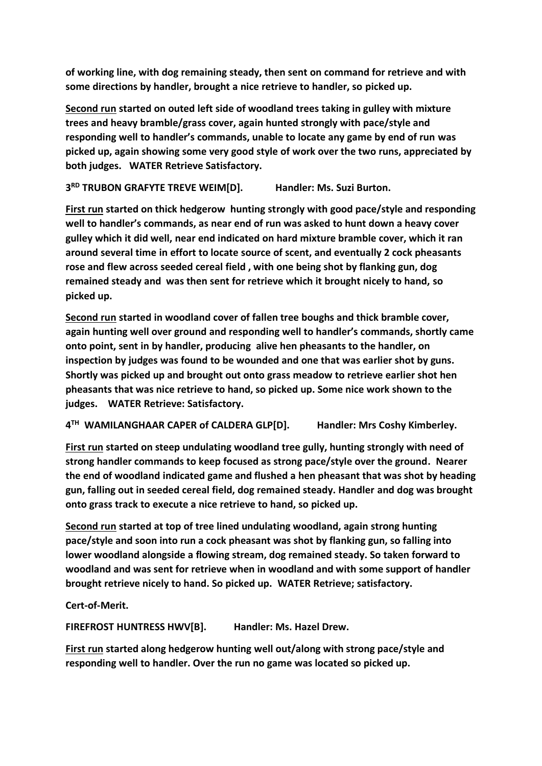**of working line, with dog remaining steady, then sent on command for retrieve and with some directions by handler, brought a nice retrieve to handler, so picked up.**

**<u>Second run</u> started on outed left side of woodland trees taking in gulley with mixture trees and heavy bramble/grass cover, again hunted strongly with pace/style and responding well to handler's commands, unable to locate any game by end of run was picked up, again showing some very good style of work over the two runs, appreciated by both judges. WATER Retrieve Satisfactory.**

**3RD TRUBON GRAFYTE TREVE WEIM[D]. Handler: Ms. Suzi Burton.**

**<u>First run</u> started on thick hedgerow hunting strongly with good pace/style and responding well to handler's commands, as near end of run was asked to hunt down a heavy cover gulley which it did well, near end indicated on hard mixture bramble cover, which it ran around several time in effort to locate source of scent, and eventually 2 cock pheasants rose and flew across seeded cereal field , with one being shot by flanking gun, dog remained steady and was then sent for retrieve which it brought nicely to hand, so picked up.**

**<u>Second run</u> started in woodland cover of fallen tree boughs and thick bramble cover, again hunting well over ground and responding well to handler's commands, shortly came onto point, sent in by handler, producing alive hen pheasants to the handler, on inspection by judges was found to be wounded and one that was earlier shot by guns. Shortly was picked up and brought out onto grass meadow to retrieve earlier shot hen pheasants that was nice retrieve to hand, so picked up. Some nice work shown to the judges. WATER Retrieve: Satisfactory.**

**4TH WAMILANGHAAR CAPER of CALDERA GLP[D]. Handler: Mrs Coshy Kimberley.**

**<u>First run</u> started on steep undulating woodland tree gully, hunting strongly with need of strong handler commands to keep focused as strong pace/style over the ground. Nearer the end of woodland indicated game and flushed a hen pheasant that was shot by heading gun, falling out in seeded cereal field, dog remained steady. Handler and dog was brought onto grass track to execute a nice retrieve to hand, so picked up.**

**<u>Second run</u> started at top of tree lined undulating woodland, again strong hunting pace/style and soon into run a cock pheasant was shot by flanking gun, so falling into lower woodland alongside a flowing stream, dog remained steady. So taken forward to woodland and was sent for retrieve when in woodland and with some support of handler brought retrieve nicely to hand. So picked up. WATER Retrieve; satisfactory.**

**Cert-of-Merit.**

**FIREFROST HUNTRESS HWV[B]. Handler: Ms. Hazel Drew.**

**<u>First run</u> started along hedgerow hunting well out/along with strong pace/style and responding well to handler. Over the run no game was located so picked up.**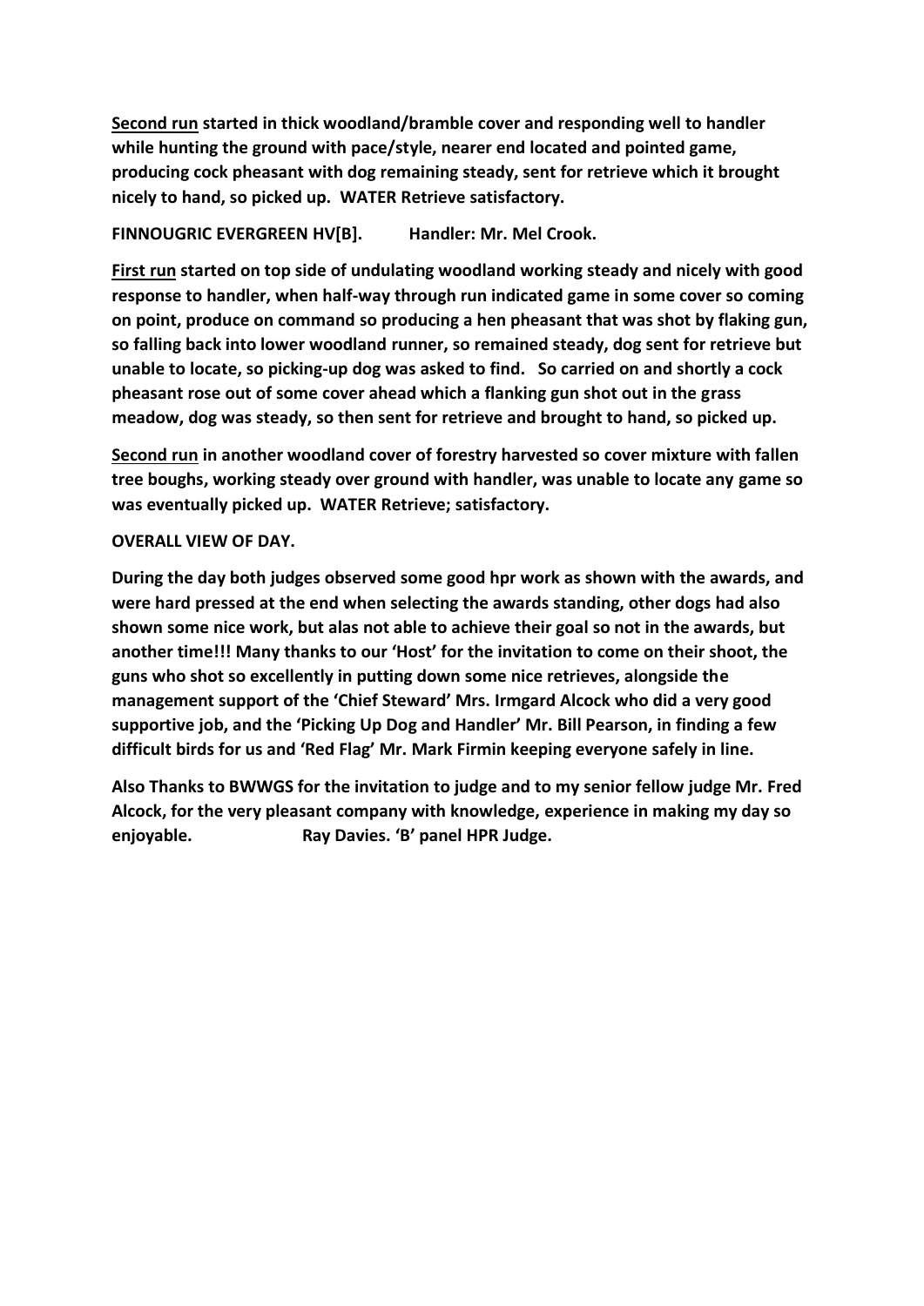**<u>Second run</u> started in thick woodland/bramble cover and responding well to handler while hunting the ground with pace/style, nearer end located and pointed game, producing cock pheasant with dog remaining steady, sent for retrieve which it brought nicely to hand, so picked up. WATER Retrieve satisfactory.**

**FINNOUGRIC EVERGREEN HV[B]. Handler: Mr. Mel Crook.**

**<u>First run</u> started on top side of undulating woodland working steady and nicely with good response to handler, when half-way through run indicated game in some cover so coming on point, produce on command so producing a hen pheasant that was shot by flaking gun, so falling back into lower woodland runner, so remained steady, dog sent for retrieve but unable to locate, so picking-up dog was asked to find. So carried on and shortly a cock pheasant rose out of some cover ahead which a flanking gun shot out in the grass meadow, dog was steady, so then sent for retrieve and brought to hand, so picked up.**

**<u>Second run</u> in another woodland cover of forestry harvested so cover mixture with fallen tree boughs, working steady over ground with handler, was unable to locate any game so was eventually picked up. WATER Retrieve; satisfactory.**

**OVERALL VIEW OF DAY.**

**During the day both judges observed some good hpr work as shown with the awards, and were hard pressed at the end when selecting the awards standing, other dogs had also shown some nice work, but alas not able to achieve their goal so not in the awards, but another time!!! Many thanks to our 'Host' for the invitation to come on their shoot, the guns who shot so excellently in putting down some nice retrieves, alongside the management support of the 'Chief Steward' Mrs. Irmgard Alcock who did a very good supportive job, and the 'Picking Up Dog and Handler' Mr. Bill Pearson, in finding a few difficult birds for us and 'Red Flag' Mr. Mark Firmin keeping everyone safely in line.**

**Also Thanks to BWWGS for the invitation to judge and to my senior fellow judge Mr. Fred Alcock, for the very pleasant company with knowledge, experience in making my day so enjoyable. Ray Davies. 'B' panel HPR Judge.**